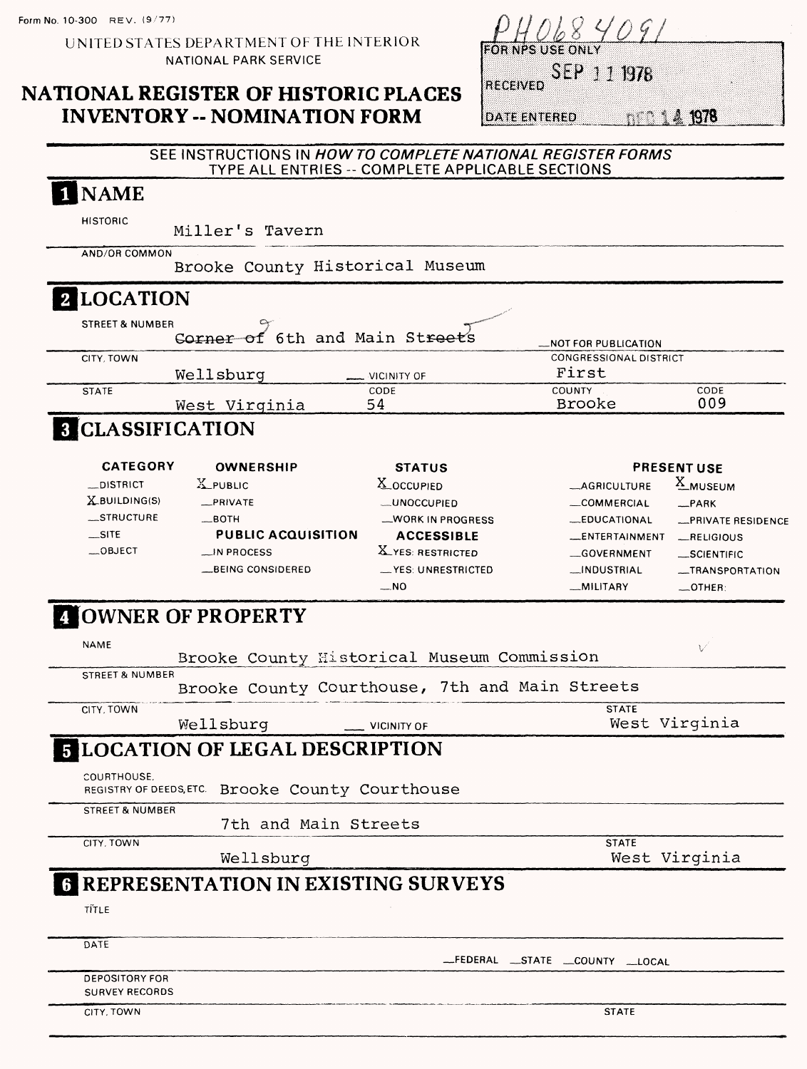Form No. 10-300 REV. (9/77)

UNITED STATES DEPARTMENT OF THE INTERIOR
NATIONAL PARK SERVICE

# NATIONAL REGISTER OF HISTORIC PLACES INVENTORY -- NOMINATION FORM

PH0684091

FOR NPS USE ONLY

RECEIVED SEP 11 1978

DATE ENTERED DEC 14 1978

SEE INSTRUCTIONS IN *HOW TO COMPLETE NATIONAL REGISTER FORMS*
TYPE ALL ENTRIES -- COMPLETE APPLICABLE SECTIONS

## 1 NAME

HISTORIC
Miller's Tavern

AND/OR COMMON
Brooke County Historical Museum

## 2 LOCATION

STREET & NUMBER
~~Corner of~~ 6th and Main Str~~eets~~ — NOT FOR PUBLICATION

CITY, TOWN
Wellsburg — VICINITY OF

CONGRESSIONAL DISTRICT
First

STATE
West Virginia

CODE
54

COUNTY
Brooke

CODE
009

## 3 CLASSIFICATION

| CATEGORY | OWNERSHIP | STATUS | PRESENT USE | |
|---|---|---|---|---|
| __DISTRICT | X PUBLIC | X OCCUPIED | __AGRICULTURE | X MUSEUM |
| X BUILDING(S) | __PRIVATE | __UNOCCUPIED | __COMMERCIAL | __PARK |
| __STRUCTURE | __BOTH | __WORK IN PROGRESS | __EDUCATIONAL | __PRIVATE RESIDENCE |
| __SITE | **PUBLIC ACQUISITION** | **ACCESSIBLE** | __ENTERTAINMENT | __RELIGIOUS |
| __OBJECT | __IN PROCESS | X YES: RESTRICTED | __GOVERNMENT | __SCIENTIFIC |
| | __BEING CONSIDERED | __YES: UNRESTRICTED | __INDUSTRIAL | __TRANSPORTATION |
| | | __NO | __MILITARY | __OTHER: |

## 4 OWNER OF PROPERTY

NAME
Brooke County Historical Museum Commission

STREET & NUMBER
Brooke County Courthouse, 7th and Main Streets

CITY, TOWN
Wellsburg — VICINITY OF

STATE
West Virginia

## 5 LOCATION OF LEGAL DESCRIPTION

COURTHOUSE, REGISTRY OF DEEDS, ETC.
Brooke County Courthouse

STREET & NUMBER
7th and Main Streets

CITY, TOWN
Wellsburg

STATE
West Virginia

## 6 REPRESENTATION IN EXISTING SURVEYS

TITLE

DATE

__FEDERAL __STATE __COUNTY __LOCAL

DEPOSITORY FOR SURVEY RECORDS

CITY, TOWN

STATE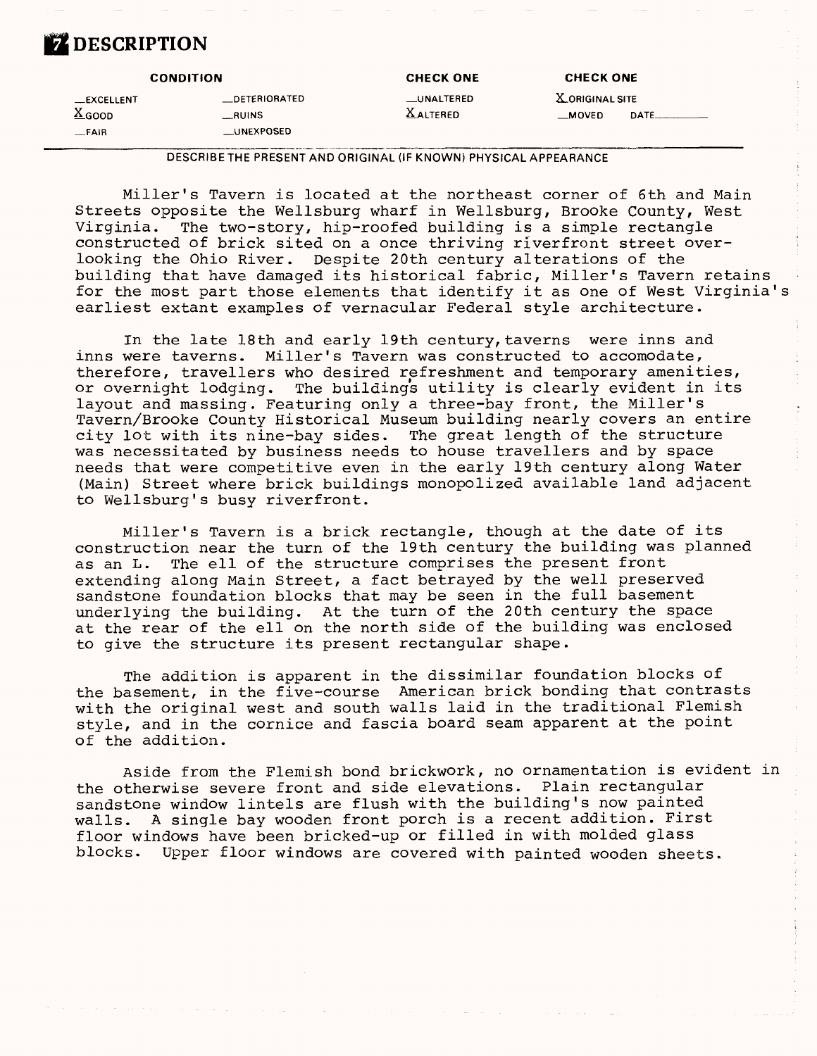# 7 DESCRIPTION

| CONDITION | | CHECK ONE | CHECK ONE |
|---|---|---|---|
| __EXCELLENT | __DETERIORATED | __UNALTERED | X ORIGINAL SITE |
| X GOOD | __RUINS | X ALTERED | __MOVED DATE______ |
| __FAIR | __UNEXPOSED | | |

DESCRIBE THE PRESENT AND ORIGINAL (IF KNOWN) PHYSICAL APPEARANCE

Miller's Tavern is located at the northeast corner of 6th and Main Streets opposite the Wellsburg wharf in Wellsburg, Brooke County, West Virginia. The two-story, hip-roofed building is a simple rectangle constructed of brick sited on a once thriving riverfront street overlooking the Ohio River. Despite 20th century alterations of the building that have damaged its historical fabric, Miller's Tavern retains for the most part those elements that identify it as one of West Virginia's earliest extant examples of vernacular Federal style architecture.

In the late 18th and early 19th century, taverns were inns and inns were taverns. Miller's Tavern was constructed to accomodate, therefore, travellers who desired refreshment and temporary amenities, or overnight lodging. The buildings utility is clearly evident in its layout and massing. Featuring only a three-bay front, the Miller's Tavern/Brooke County Historical Museum building nearly covers an entire city lot with its nine-bay sides. The great length of the structure was necessitated by business needs to house travellers and by space needs that were competitive even in the early 19th century along Water (Main) Street where brick buildings monopolized available land adjacent to Wellsburg's busy riverfront.

Miller's Tavern is a brick rectangle, though at the date of its construction near the turn of the 19th century the building was planned as an L. The ell of the structure comprises the present front extending along Main Street, a fact betrayed by the well preserved sandstone foundation blocks that may be seen in the full basement underlying the building. At the turn of the 20th century the space at the rear of the ell on the north side of the building was enclosed to give the structure its present rectangular shape.

The addition is apparent in the dissimilar foundation blocks of the basement, in the five-course American brick bonding that contrasts with the original west and south walls laid in the traditional Flemish style, and in the cornice and fascia board seam apparent at the point of the addition.

Aside from the Flemish bond brickwork, no ornamentation is evident in the otherwise severe front and side elevations. Plain rectangular sandstone window lintels are flush with the building's now painted walls. A single bay wooden front porch is a recent addition. First floor windows have been bricked-up or filled in with molded glass blocks. Upper floor windows are covered with painted wooden sheets.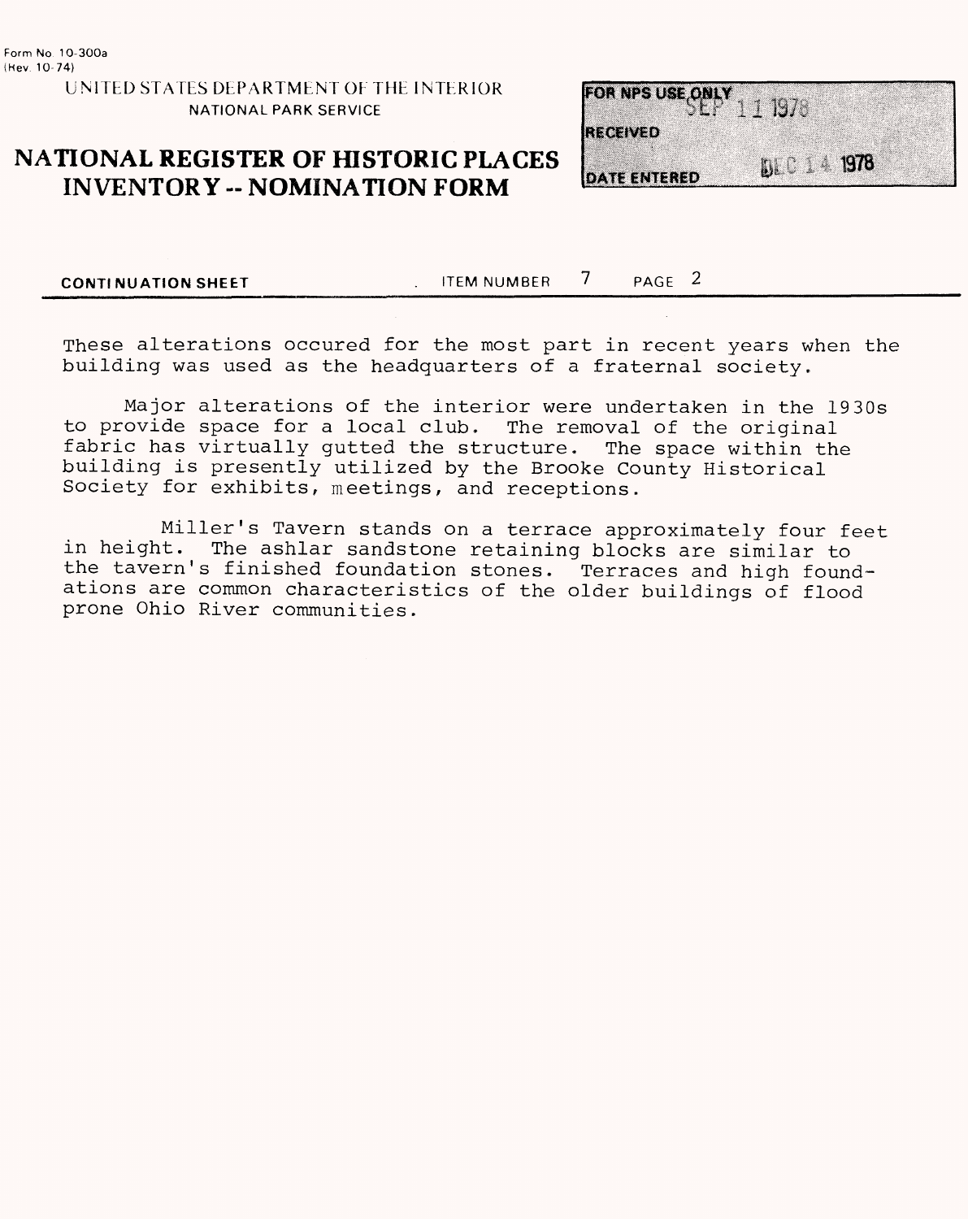Form No 10-300a
(Rev. 10-74)

UNITED STATES DEPARTMENT OF THE INTERIOR
NATIONAL PARK SERVICE

# NATIONAL REGISTER OF HISTORIC PLACES INVENTORY -- NOMINATION FORM

| FOR NPS USE ONLY | |
|---|---|
| RECEIVED | SEP 11 1978 |
| DATE ENTERED | DEC 14 1978 |

**CONTINUATION SHEET** ITEM NUMBER 7 PAGE 2

These alterations occured for the most part in recent years when the building was used as the headquarters of a fraternal society.

Major alterations of the interior were undertaken in the 1930s to provide space for a local club. The removal of the original fabric has virtually gutted the structure. The space within the building is presently utilized by the Brooke County Historical Society for exhibits, meetings, and receptions.

Miller's Tavern stands on a terrace approximately four feet in height. The ashlar sandstone retaining blocks are similar to the tavern's finished foundation stones. Terraces and high foundations are common characteristics of the older buildings of flood prone Ohio River communities.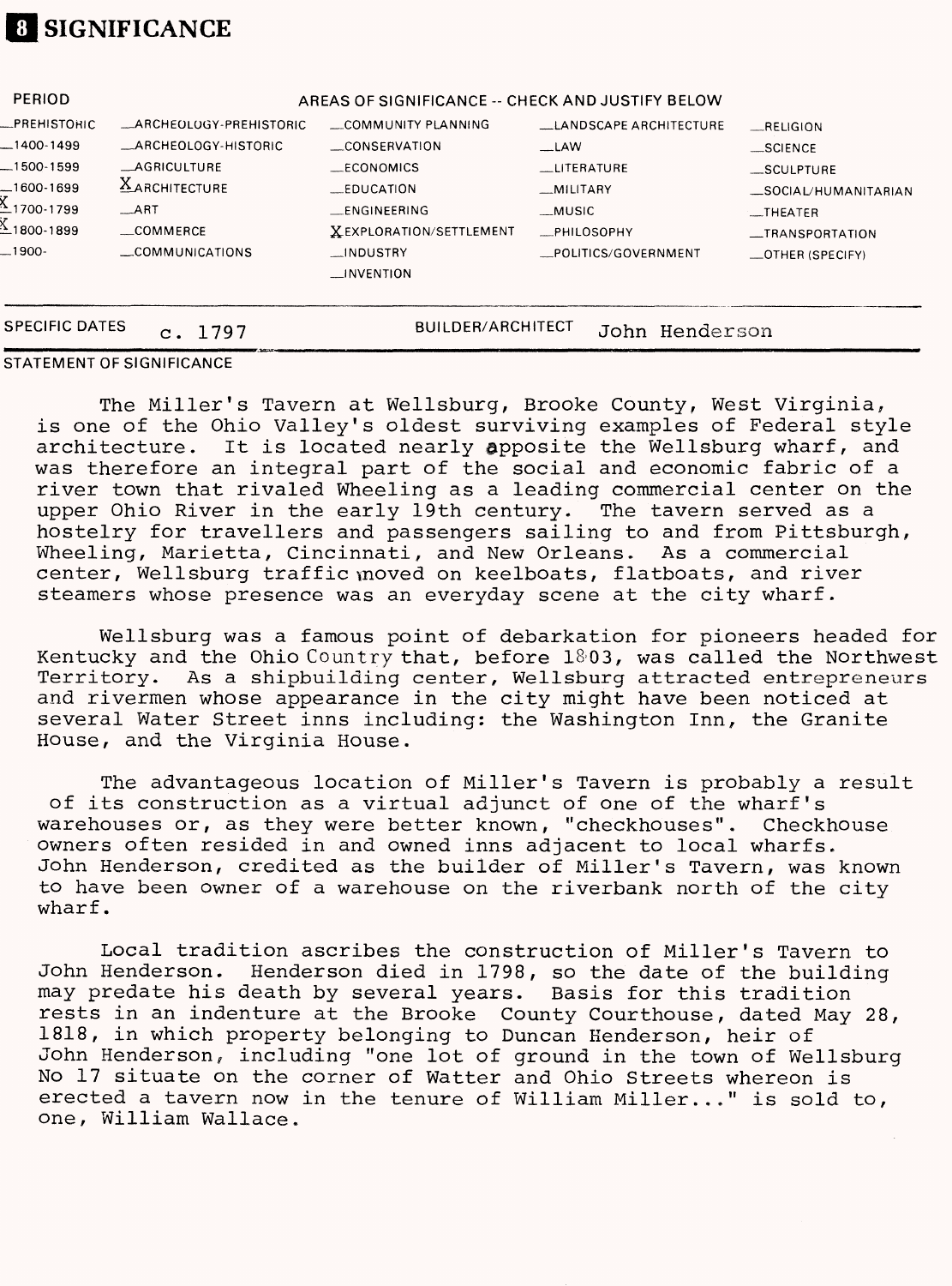# 8 SIGNIFICANCE

| PERIOD | AREAS OF SIGNIFICANCE -- CHECK AND JUSTIFY BELOW | | | |
|---|---|---|---|---|
| _PREHISTORIC | _ARCHEOLOGY-PREHISTORIC | _COMMUNITY PLANNING | _LANDSCAPE ARCHITECTURE | _RELIGION |
| _1400-1499 | _ARCHEOLOGY-HISTORIC | _CONSERVATION | _LAW | _SCIENCE |
| _1500-1599 | _AGRICULTURE | _ECONOMICS | _LITERATURE | _SCULPTURE |
| _1600-1699 | X ARCHITECTURE | _EDUCATION | _MILITARY | _SOCIAL/HUMANITARIAN |
| X 1700-1799 | _ART | _ENGINEERING | _MUSIC | _THEATER |
| X 1800-1899 | _COMMERCE | X EXPLORATION/SETTLEMENT | _PHILOSOPHY | _TRANSPORTATION |
| _1900- | _COMMUNICATIONS | _INDUSTRY | _POLITICS/GOVERNMENT | _OTHER (SPECIFY) |
| | | _INVENTION | | |

SPECIFIC DATES c. 1797 BUILDER/ARCHITECT John Henderson

STATEMENT OF SIGNIFICANCE

The Miller's Tavern at Wellsburg, Brooke County, West Virginia, is one of the Ohio Valley's oldest surviving examples of Federal style architecture. It is located nearly opposite the Wellsburg wharf, and was therefore an integral part of the social and economic fabric of a river town that rivaled Wheeling as a leading commercial center on the upper Ohio River in the early 19th century. The tavern served as a hostelry for travellers and passengers sailing to and from Pittsburgh, Wheeling, Marietta, Cincinnati, and New Orleans. As a commercial center, Wellsburg traffic moved on keelboats, flatboats, and river steamers whose presence was an everyday scene at the city wharf.

Wellsburg was a famous point of debarkation for pioneers headed for Kentucky and the Ohio Country that, before 1803, was called the Northwest Territory. As a shipbuilding center, Wellsburg attracted entrepreneurs and rivermen whose appearance in the city might have been noticed at several Water Street inns including: the Washington Inn, the Granite House, and the Virginia House.

The advantageous location of Miller's Tavern is probably a result of its construction as a virtual adjunct of one of the wharf's warehouses or, as they were better known, "checkhouses". Checkhouse owners often resided in and owned inns adjacent to local wharfs. John Henderson, credited as the builder of Miller's Tavern, was known to have been owner of a warehouse on the riverbank north of the city wharf.

Local tradition ascribes the construction of Miller's Tavern to John Henderson. Henderson died in 1798, so the date of the building may predate his death by several years. Basis for this tradition rests in an indenture at the Brooke County Courthouse, dated May 28, 1818, in which property belonging to Duncan Henderson, heir of John Henderson, including "one lot of ground in the town of Wellsburg No 17 situate on the corner of Watter and Ohio Streets whereon is erected a tavern now in the tenure of William Miller..." is sold to, one, William Wallace.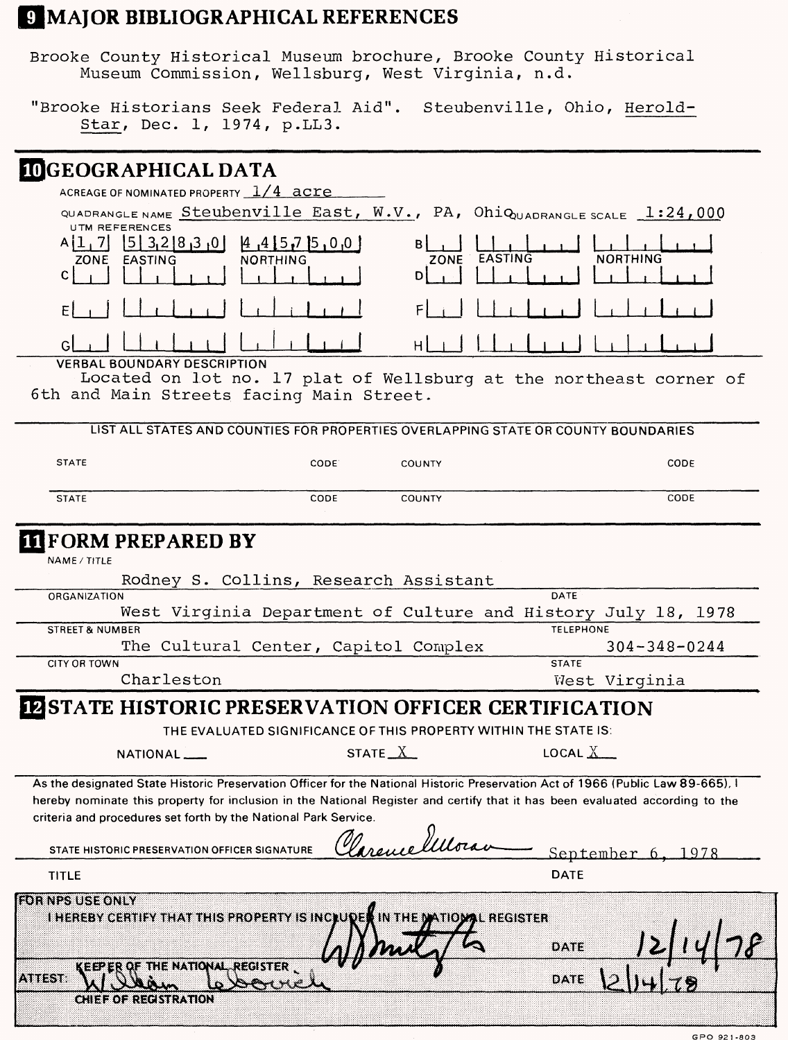## 9 MAJOR BIBLIOGRAPHICAL REFERENCES

Brooke County Historical Museum brochure, Brooke County Historical Museum Commission, Wellsburg, West Virginia, n.d.

"Brooke Historians Seek Federal Aid". Steubenville, Ohio, Herold-Star, Dec. 1, 1974, p.LL3.

## 10 GEOGRAPHICAL DATA

ACREAGE OF NOMINATED PROPERTY 1/4 acre

QUADRANGLE NAME Steubenville East, W.V., PA, Ohio QUADRANGLE SCALE 1:24,000

UTM REFERENCES

| | ZONE | EASTING | NORTHING | | ZONE | EASTING | NORTHING |
|---|---|---|---|---|---|---|---|
| A | 1 7 | 5 3 2 8 3 0 | 4 4 5 7 5 0 0 | B | | | |
| C | | | | D | | | |
| E | | | | F | | | |
| G | | | | H | | | |

VERBAL BOUNDARY DESCRIPTION

Located on lot no. 17 plat of Wellsburg at the northeast corner of 6th and Main Streets facing Main Street.

LIST ALL STATES AND COUNTIES FOR PROPERTIES OVERLAPPING STATE OR COUNTY BOUNDARIES

| STATE | CODE | COUNTY | CODE |
|---|---|---|---|
| STATE | CODE | COUNTY | CODE |

## 11 FORM PREPARED BY

NAME / TITLE

Rodney S. Collins, Research Assistant

ORGANIZATION: West Virginia Department of Culture and History

DATE: July 18, 1978

STREET & NUMBER: The Cultural Center, Capitol Complex

TELEPHONE: 304-348-0244

CITY OR TOWN: Charleston

STATE: West Virginia

## 12 STATE HISTORIC PRESERVATION OFFICER CERTIFICATION

THE EVALUATED SIGNIFICANCE OF THIS PROPERTY WITHIN THE STATE IS:

NATIONAL \_\_\_ STATE X LOCAL X

As the designated State Historic Preservation Officer for the National Historic Preservation Act of 1966 (Public Law 89-665), I hereby nominate this property for inclusion in the National Register and certify that it has been evaluated according to the criteria and procedures set forth by the National Park Service.

STATE HISTORIC PRESERVATION OFFICER SIGNATURE Clarence Moran

TITLE

DATE September 6, 1978

FOR NPS USE ONLY

I HEREBY CERTIFY THAT THIS PROPERTY IS INCLUDED IN THE NATIONAL REGISTER

DATE 12/14/78

KEEPER OF THE NATIONAL REGISTER

ATTEST: William Lebovich

DATE 12/14/78

CHIEF OF REGISTRATION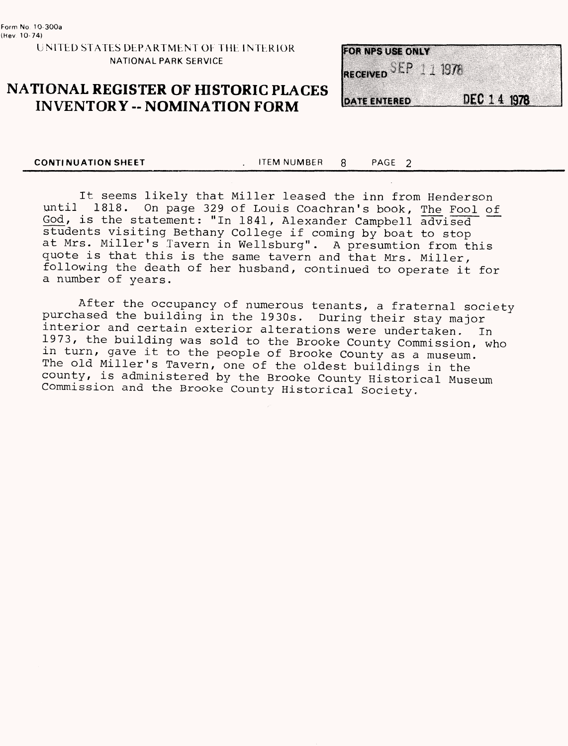Form No. 10-300a
(Rev. 10-74)

UNITED STATES DEPARTMENT OF THE INTERIOR
NATIONAL PARK SERVICE

# NATIONAL REGISTER OF HISTORIC PLACES INVENTORY -- NOMINATION FORM

| FOR NPS USE ONLY | |
|---|---|
| RECEIVED | SEP 11 1978 |
| DATE ENTERED | DEC 14 1978 |

**CONTINUATION SHEET** ITEM NUMBER 8 PAGE 2

It seems likely that Miller leased the inn from Henderson until 1818. On page 329 of Louis Coachran's book, The Fool of God, is the statement: "In 1841, Alexander Campbell advised students visiting Bethany College if coming by boat to stop at Mrs. Miller's Tavern in Wellsburg". A presumtion from this quote is that this is the same tavern and that Mrs. Miller, following the death of her husband, continued to operate it for a number of years.

After the occupancy of numerous tenants, a fraternal society purchased the building in the 1930s. During their stay major interior and certain exterior alterations were undertaken. In 1973, the building was sold to the Brooke County Commission, who in turn, gave it to the people of Brooke County as a museum. The old Miller's Tavern, one of the oldest buildings in the county, is administered by the Brooke County Historical Museum Commission and the Brooke County Historical Society.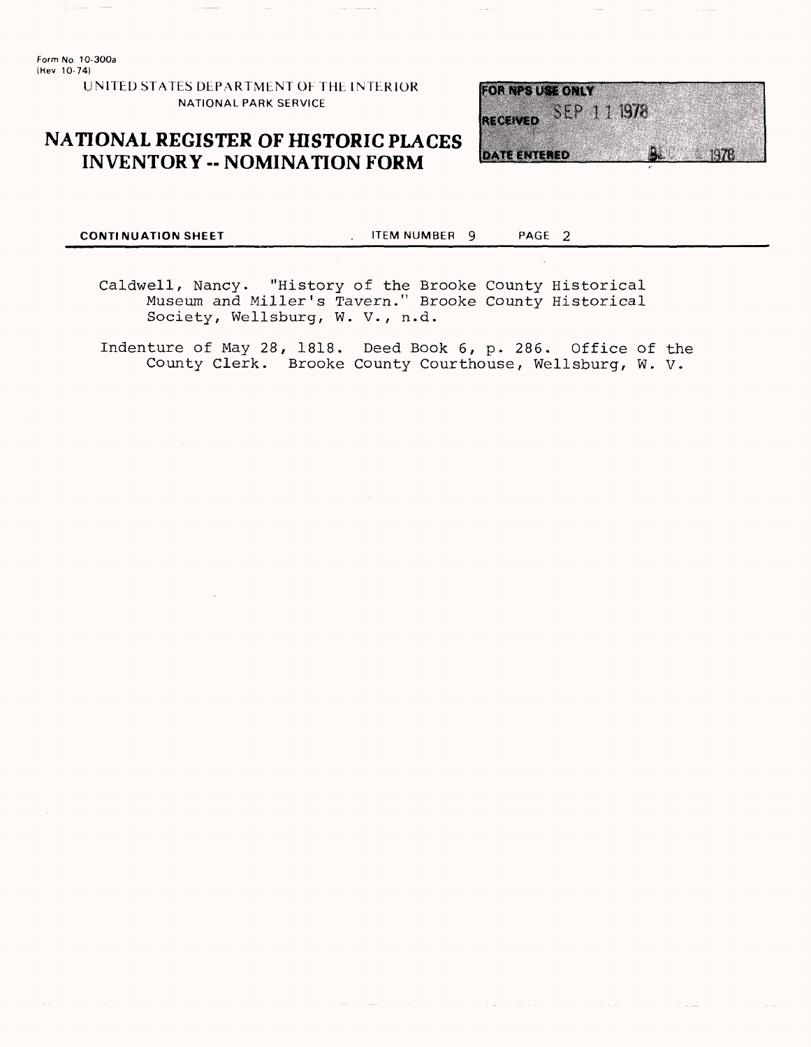Form No. 10-300a
(Rev. 10-74)

UNITED STATES DEPARTMENT OF THE INTERIOR
NATIONAL PARK SERVICE

# NATIONAL REGISTER OF HISTORIC PLACES INVENTORY -- NOMINATION FORM

FOR NPS USE ONLY
RECEIVED SEP 11 1978
DATE ENTERED DEC 4 1978

**CONTINUATION SHEET** ITEM NUMBER 9 PAGE 2

Caldwell, Nancy. "History of the Brooke County Historical Museum and Miller's Tavern." Brooke County Historical Society, Wellsburg, W. V., n.d.

Indenture of May 28, 1818. Deed Book 6, p. 286. Office of the County Clerk. Brooke County Courthouse, Wellsburg, W. V.